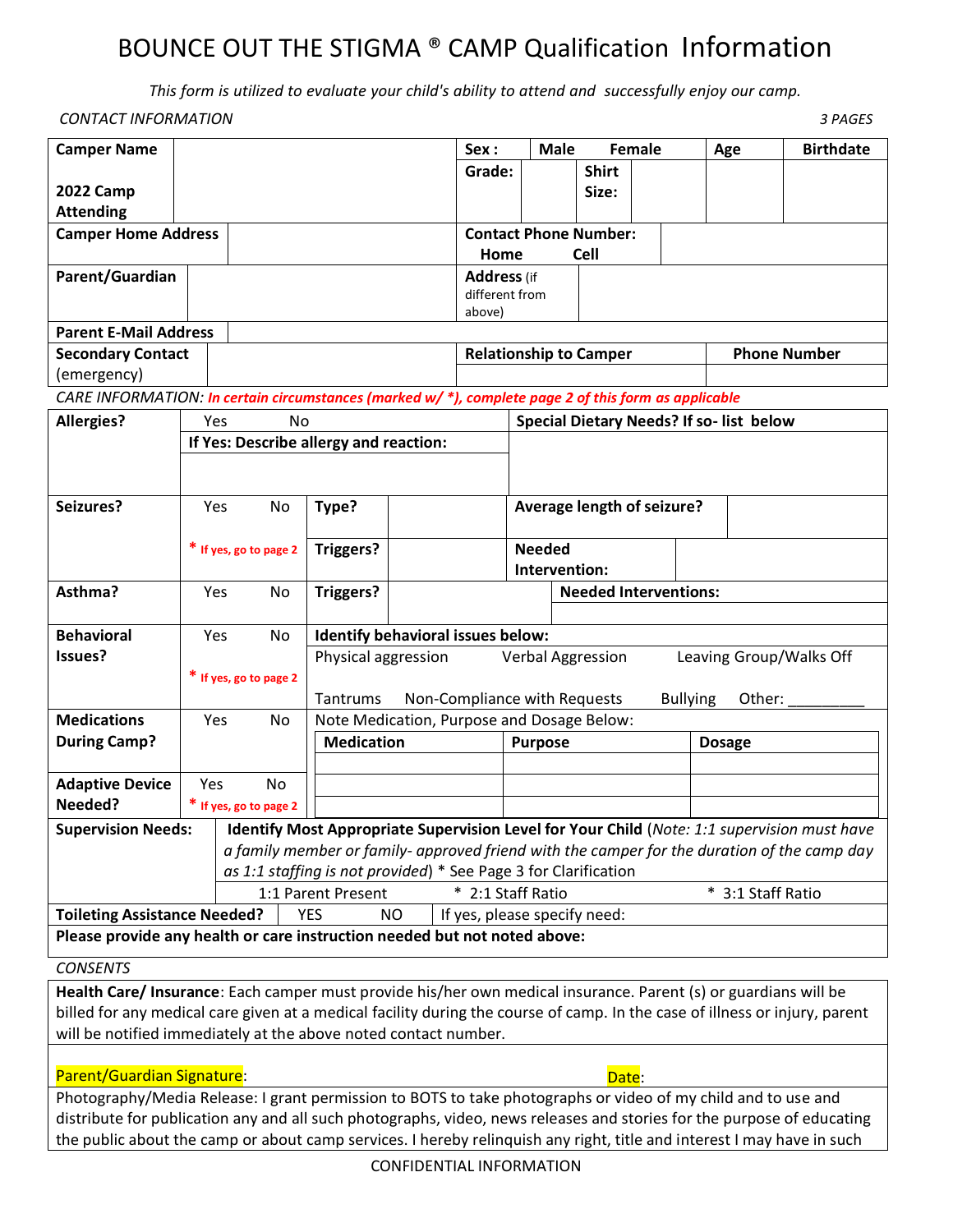# BOUNCE OUT THE STIGMA ® CAMP Qualification Information

*This form is utilized to evaluate your child's ability to attend and successfully enjoy our camp.*

*CONTACT INFORMATION* *3 PAGES*

| **Camper Name** **2022 Camp Attending** | | **Sex :** | **Male** **Female** | **Age** | **Birthdate** |
|---|---|---|---|---|---|
| | | **Grade:** | **Shirt Size:** | | |
| **Camper Home Address** | | **Contact Phone Number:** **Home** **Cell** | | | |
| **Parent/Guardian** | | **Address** (if different from above) | | | |
| **Parent E-Mail Address** | | | | | |
| **Secondary Contact** (emergency) | | **Relationship to Camper** | | **Phone Number** | |

*CARE INFORMATION: In certain circumstances (marked w/ *), complete page 2 of this form as applicable*

| **Allergies?** | Yes No | | **Special Dietary Needs? If so- list below** | |
|---|---|---|---|---|
| | **If Yes: Describe allergy and reaction:** | | | |
| **Seizures?** | Yes No | **Type?** | **Average length of seizure?** | |
| | * If yes, go to page 2 | **Triggers?** | **Needed Intervention:** | |
| **Asthma?** | Yes No | **Triggers?** | **Needed Interventions:** | |
| **Behavioral Issues?** | Yes No * If yes, go to page 2 | **Identify behavioral issues below:** Physical aggression Verbal Aggression Leaving Group/Walks Off Tantrums Non-Compliance with Requests Bullying Other: _________ | | |
| **Medications During Camp?** | Yes No | Note Medication, Purpose and Dosage Below: | | |
| | | **Medication** | **Purpose** | **Dosage** |
| **Adaptive Device Needed?** | Yes No * If yes, go to page 2 | | | |
| | | | | |

| **Supervision Needs:** | **Identify Most Appropriate Supervision Level for Your Child** (*Note: 1:1 supervision must have a family member or family- approved friend with the camper for the duration of the camp day as 1:1 staffing is not provided*) * See Page 3 for Clarification | | |
|---|---|---|---|
| | 1:1 Parent Present | * 2:1 Staff Ratio | * 3:1 Staff Ratio |
| **Toileting Assistance Needed?** | YES NO | If yes, please specify need: | |
| **Please provide any health or care instruction needed but not noted above:** | | | |

*CONSENTS*

**Health Care/ Insurance**: Each camper must provide his/her own medical insurance. Parent (s) or guardians will be billed for any medical care given at a medical facility during the course of camp. In the case of illness or injury, parent will be notified immediately at the above noted contact number.

Parent/Guardian Signature: Date:

Photography/Media Release: I grant permission to BOTS to take photographs or video of my child and to use and distribute for publication any and all such photographs, video, news releases and stories for the purpose of educating the public about the camp or about camp services. I hereby relinquish any right, title and interest I may have in such

CONFIDENTIAL INFORMATION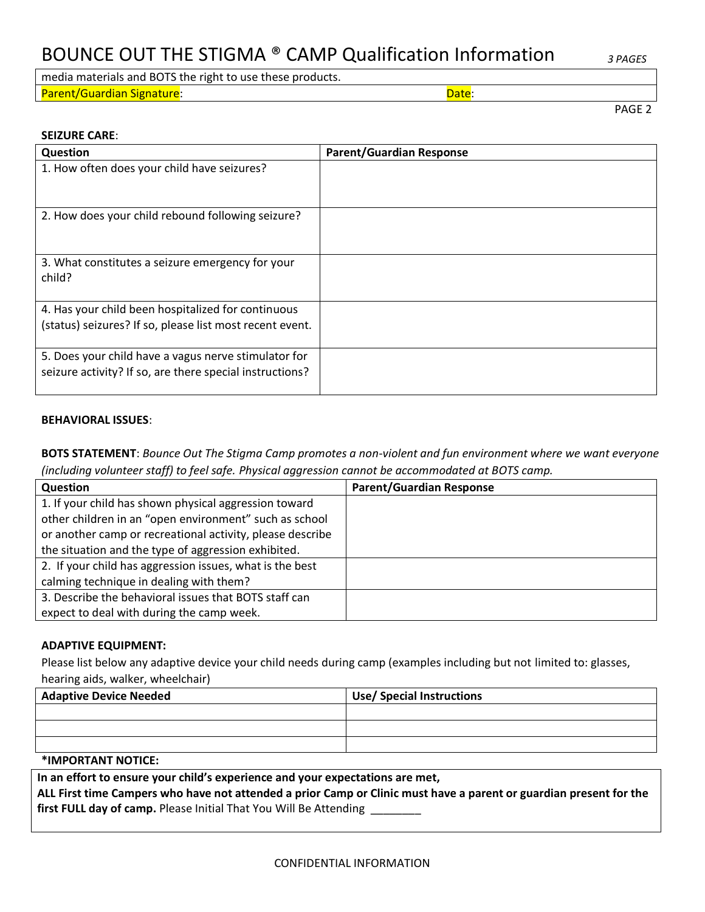| media materials and BOTS the right to use these products. | |
|---|---|
| Parent/Guardian Signature: | Date: |

**SEIZURE CARE**:

| Question | Parent/Guardian Response |
|---|---|
| 1. How often does your child have seizures? | |
| 2. How does your child rebound following seizure? | |
| 3. What constitutes a seizure emergency for your child? | |
| 4. Has your child been hospitalized for continuous (status) seizures? If so, please list most recent event. | |
| 5. Does your child have a vagus nerve stimulator for seizure activity? If so, are there special instructions? | |

**BEHAVIORAL ISSUES**:

**BOTS STATEMENT**: *Bounce Out The Stigma Camp promotes a non-violent and fun environment where we want everyone (including volunteer staff) to feel safe. Physical aggression cannot be accommodated at BOTS camp.*

| Question | Parent/Guardian Response |
|---|---|
| 1. If your child has shown physical aggression toward other children in an "open environment" such as school or another camp or recreational activity, please describe the situation and the type of aggression exhibited. | |
| 2. If your child has aggression issues, what is the best calming technique in dealing with them? | |
| 3. Describe the behavioral issues that BOTS staff can expect to deal with during the camp week. | |

**ADAPTIVE EQUIPMENT:**

Please list below any adaptive device your child needs during camp (examples including but not limited to: glasses, hearing aids, walker, wheelchair)

| Adaptive Device Needed | Use/ Special Instructions |
|---|---|
| | |
| | |
| | |

**\*IMPORTANT NOTICE:**

**In an effort to ensure your child's experience and your expectations are met,**
**ALL First time Campers who have not attended a prior Camp or Clinic must have a parent or guardian present for the first FULL day of camp.** Please Initial That You Will Be Attending ________

CONFIDENTIAL INFORMATION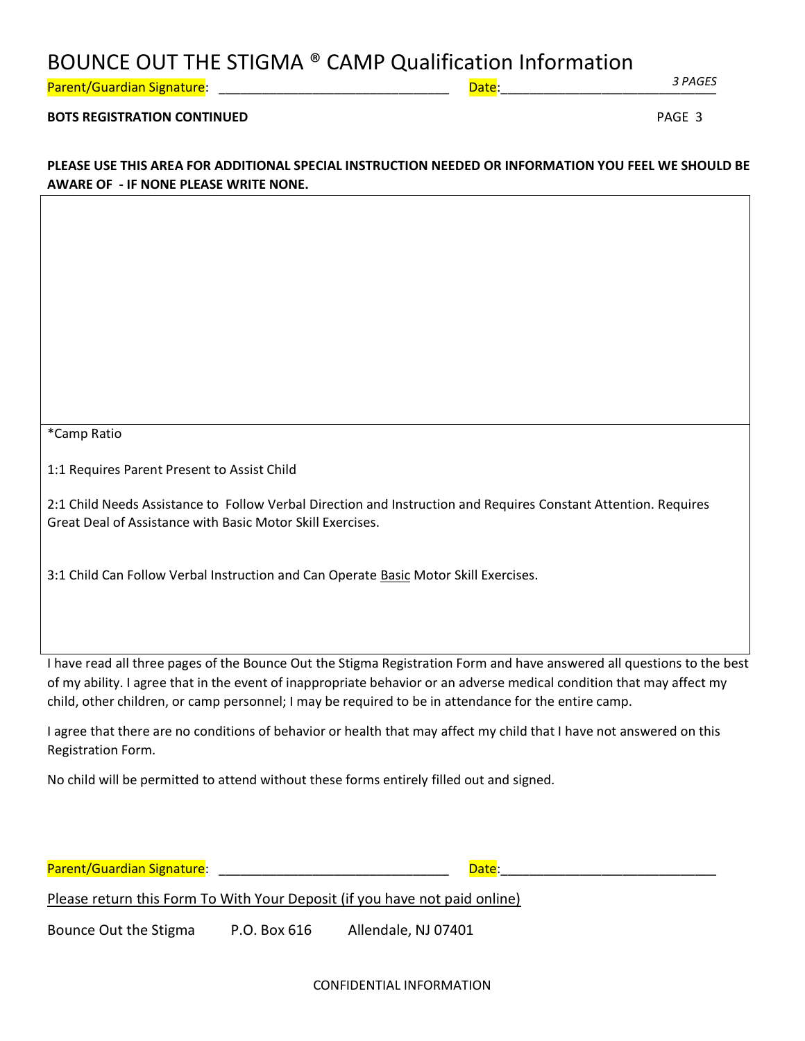# BOUNCE OUT THE STIGMA ® CAMP Qualification Information

Parent/Guardian Signature: _______________________________ Date:_____________________________

*3 PAGES*

**BOTS REGISTRATION CONTINUED** PAGE 3

**PLEASE USE THIS AREA FOR ADDITIONAL SPECIAL INSTRUCTION NEEDED OR INFORMATION YOU FEEL WE SHOULD BE AWARE OF - IF NONE PLEASE WRITE NONE.**

*Camp Ratio

1:1 Requires Parent Present to Assist Child

2:1 Child Needs Assistance to Follow Verbal Direction and Instruction and Requires Constant Attention. Requires Great Deal of Assistance with Basic Motor Skill Exercises.

3:1 Child Can Follow Verbal Instruction and Can Operate Basic Motor Skill Exercises.

I have read all three pages of the Bounce Out the Stigma Registration Form and have answered all questions to the best of my ability. I agree that in the event of inappropriate behavior or an adverse medical condition that may affect my child, other children, or camp personnel; I may be required to be in attendance for the entire camp.

I agree that there are no conditions of behavior or health that may affect my child that I have not answered on this Registration Form.

No child will be permitted to attend without these forms entirely filled out and signed.

Parent/Guardian Signature: _______________________________ Date:_____________________________

Please return this Form To With Your Deposit (if you have not paid online)

Bounce Out the Stigma P.O. Box 616 Allendale, NJ 07401

CONFIDENTIAL INFORMATION